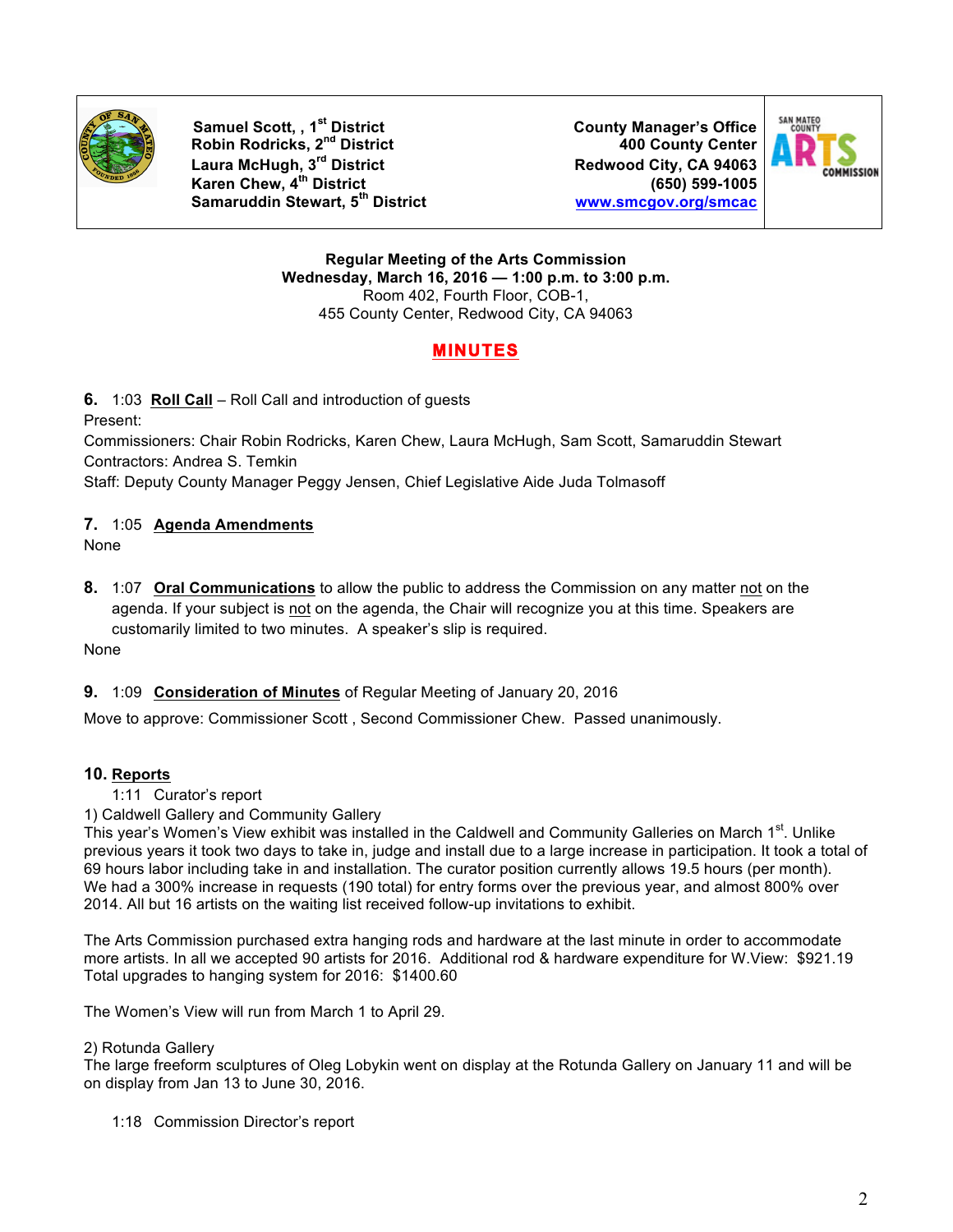Samuel Scott, , 1st District
Robin Rodricks, 2nd District
Laura McHugh, 3rd District
Karen Chew, 4th District
Samaruddin Stewart, 5th District

County Manager's Office
400 County Center
Redwood City, CA 94063
(650) 599-1005
www.smcgov.org/smcac

SAN MATEO COUNTY ARTS COMMISSION

**Regular Meeting of the Arts Commission**
**Wednesday, March 16, 2016 — 1:00 p.m. to 3:00 p.m.**
Room 402, Fourth Floor, COB-1,
455 County Center, Redwood City, CA 94063

# MINUTES

**6.** 1:03 **Roll Call** – Roll Call and introduction of guests

Present:
Commissioners: Chair Robin Rodricks, Karen Chew, Laura McHugh, Sam Scott, Samaruddin Stewart
Contractors: Andrea S. Temkin
Staff: Deputy County Manager Peggy Jensen, Chief Legislative Aide Juda Tolmasoff

**7.** 1:05 **Agenda Amendments**

None

**8.** 1:07 **Oral Communications** to allow the public to address the Commission on any matter not on the agenda. If your subject is not on the agenda, the Chair will recognize you at this time. Speakers are customarily limited to two minutes. A speaker's slip is required.

None

**9.** 1:09 **Consideration of Minutes** of Regular Meeting of January 20, 2016

Move to approve: Commissioner Scott , Second Commissioner Chew. Passed unanimously.

**10. Reports**

1:11 Curator's report

1) Caldwell Gallery and Community Gallery

This year's Women's View exhibit was installed in the Caldwell and Community Galleries on March 1st. Unlike previous years it took two days to take in, judge and install due to a large increase in participation. It took a total of 69 hours labor including take in and installation. The curator position currently allows 19.5 hours (per month). We had a 300% increase in requests (190 total) for entry forms over the previous year, and almost 800% over 2014. All but 16 artists on the waiting list received follow-up invitations to exhibit.

The Arts Commission purchased extra hanging rods and hardware at the last minute in order to accommodate more artists. In all we accepted 90 artists for 2016. Additional rod & hardware expenditure for W.View: $921.19
Total upgrades to hanging system for 2016: $1400.60

The Women's View will run from March 1 to April 29.

2) Rotunda Gallery

The large freeform sculptures of Oleg Lobykin went on display at the Rotunda Gallery on January 11 and will be on display from Jan 13 to June 30, 2016.

1:18 Commission Director's report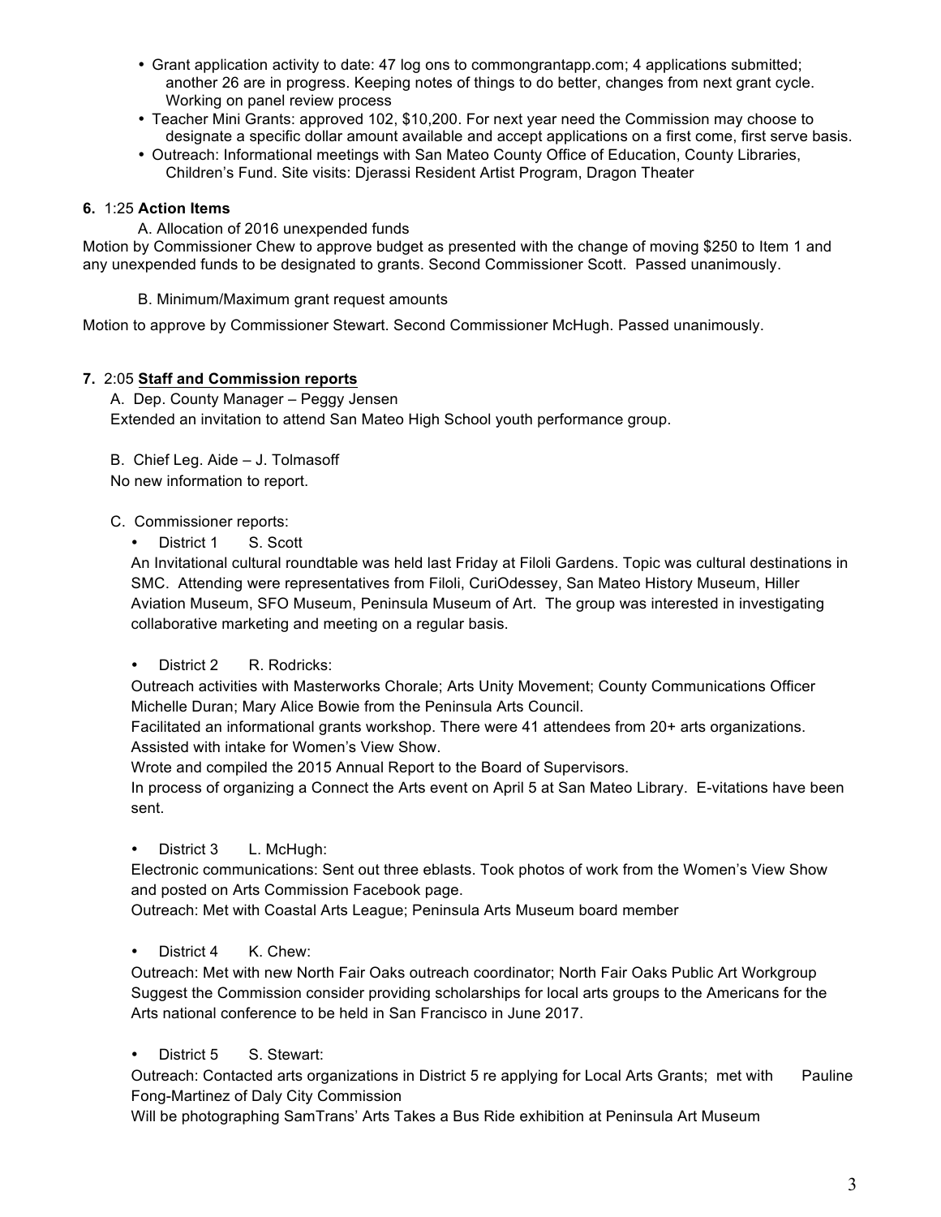- Grant application activity to date: 47 log ons to commongrantapp.com; 4 applications submitted; another 26 are in progress. Keeping notes of things to do better, changes from next grant cycle. Working on panel review process
- Teacher Mini Grants: approved 102, $10,200. For next year need the Commission may choose to designate a specific dollar amount available and accept applications on a first come, first serve basis.
- Outreach: Informational meetings with San Mateo County Office of Education, County Libraries, Children's Fund. Site visits: Djerassi Resident Artist Program, Dragon Theater

**6.** 1:25 **Action Items**

A. Allocation of 2016 unexpended funds

Motion by Commissioner Chew to approve budget as presented with the change of moving $250 to Item 1 and any unexpended funds to be designated to grants. Second Commissioner Scott. Passed unanimously.

B. Minimum/Maximum grant request amounts

Motion to approve by Commissioner Stewart. Second Commissioner McHugh. Passed unanimously.

**7.** 2:05 **Staff and Commission reports**

A. Dep. County Manager – Peggy Jensen

Extended an invitation to attend San Mateo High School youth performance group.

B. Chief Leg. Aide – J. Tolmasoff

No new information to report.

C. Commissioner reports:

- District 1 S. Scott

  An Invitational cultural roundtable was held last Friday at Filoli Gardens. Topic was cultural destinations in SMC. Attending were representatives from Filoli, CuriOdessey, San Mateo History Museum, Hiller Aviation Museum, SFO Museum, Peninsula Museum of Art. The group was interested in investigating collaborative marketing and meeting on a regular basis.

- District 2 R. Rodricks:

  Outreach activities with Masterworks Chorale; Arts Unity Movement; County Communications Officer Michelle Duran; Mary Alice Bowie from the Peninsula Arts Council.

  Facilitated an informational grants workshop. There were 41 attendees from 20+ arts organizations.

  Assisted with intake for Women's View Show.

  Wrote and compiled the 2015 Annual Report to the Board of Supervisors.

  In process of organizing a Connect the Arts event on April 5 at San Mateo Library. E-vitations have been sent.

- District 3 L. McHugh:

  Electronic communications: Sent out three eblasts. Took photos of work from the Women's View Show and posted on Arts Commission Facebook page.

  Outreach: Met with Coastal Arts League; Peninsula Arts Museum board member

- District 4 K. Chew:

  Outreach: Met with new North Fair Oaks outreach coordinator; North Fair Oaks Public Art Workgroup

  Suggest the Commission consider providing scholarships for local arts groups to the Americans for the Arts national conference to be held in San Francisco in June 2017.

- District 5 S. Stewart:

  Outreach: Contacted arts organizations in District 5 re applying for Local Arts Grants; met with Pauline Fong-Martinez of Daly City Commission

  Will be photographing SamTrans' Arts Takes a Bus Ride exhibition at Peninsula Art Museum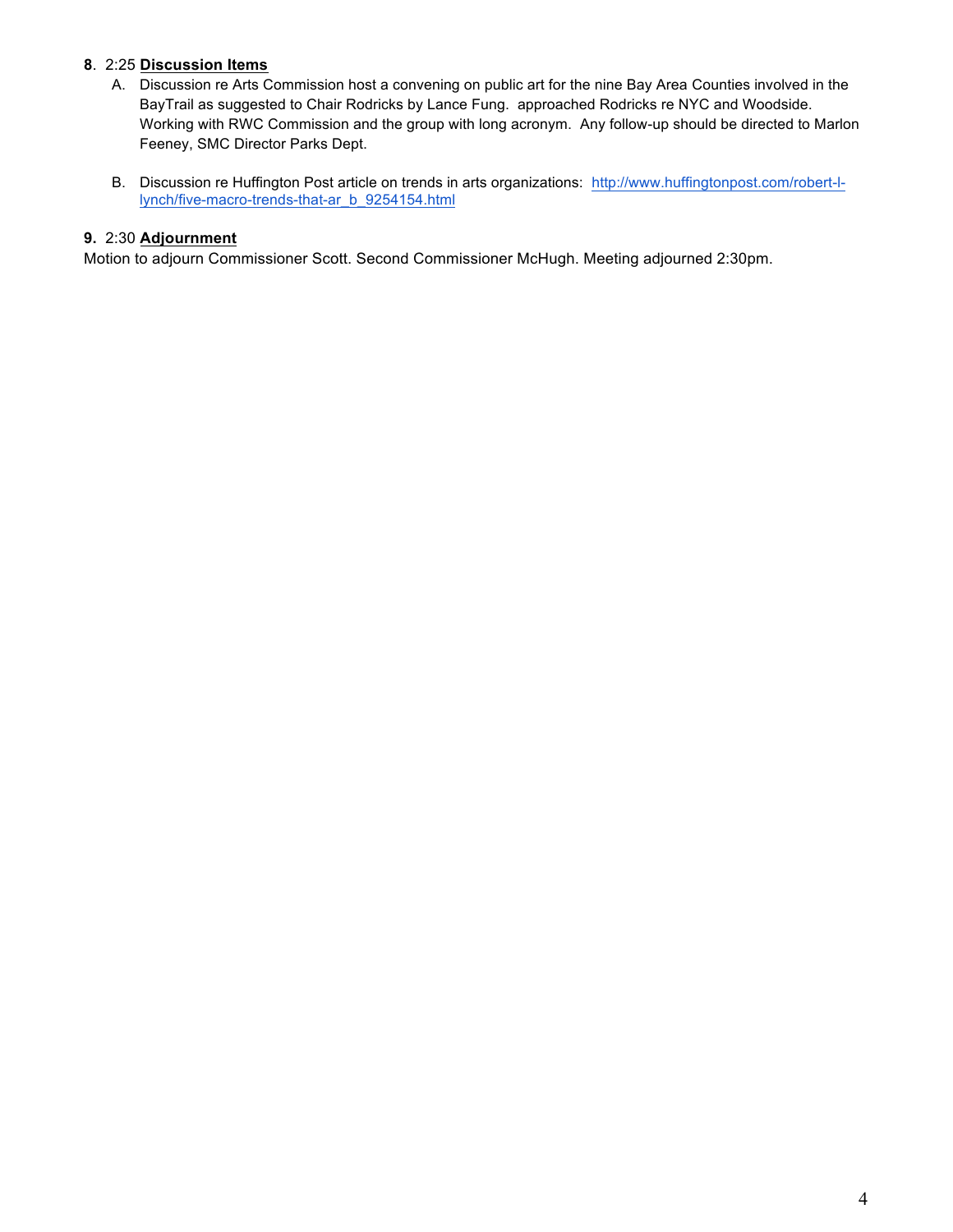**8**. 2:25 **Discussion Items**

A. Discussion re Arts Commission host a convening on public art for the nine Bay Area Counties involved in the BayTrail as suggested to Chair Rodricks by Lance Fung. approached Rodricks re NYC and Woodside. Working with RWC Commission and the group with long acronym. Any follow-up should be directed to Marlon Feeney, SMC Director Parks Dept.

B. Discussion re Huffington Post article on trends in arts organizations: http://www.huffingtonpost.com/robert-l-lynch/five-macro-trends-that-ar_b_9254154.html

**9.** 2:30 **Adjournment**

Motion to adjourn Commissioner Scott. Second Commissioner McHugh. Meeting adjourned 2:30pm.